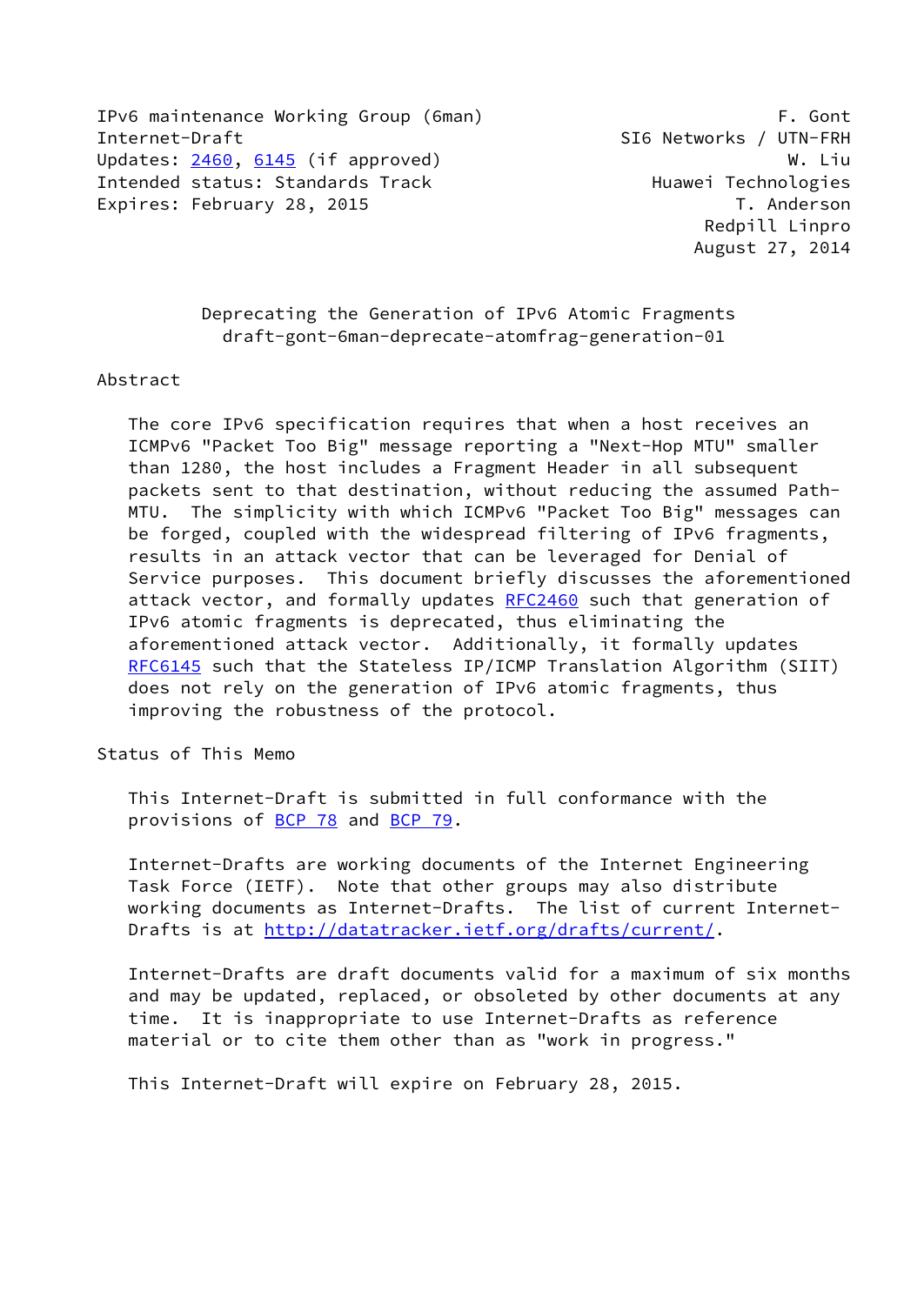IPv6 maintenance Working Group (6man) F. Gont
Internet-Draft SI6 Networks / UTN-FRH
Updates: 2460, 6145 (if approved) W. Liu
Intended status: Standards Track Huawei Technologies
Expires: February 28, 2015 T. Anderson
Redpill Linpro
August 27, 2014

# Deprecating the Generation of IPv6 Atomic Fragments
## draft-gont-6man-deprecate-atomfrag-generation-01

## Abstract

The core IPv6 specification requires that when a host receives an ICMPv6 "Packet Too Big" message reporting a "Next-Hop MTU" smaller than 1280, the host includes a Fragment Header in all subsequent packets sent to that destination, without reducing the assumed Path-MTU. The simplicity with which ICMPv6 "Packet Too Big" messages can be forged, coupled with the widespread filtering of IPv6 fragments, results in an attack vector that can be leveraged for Denial of Service purposes. This document briefly discusses the aforementioned attack vector, and formally updates RFC2460 such that generation of IPv6 atomic fragments is deprecated, thus eliminating the aforementioned attack vector. Additionally, it formally updates RFC6145 such that the Stateless IP/ICMP Translation Algorithm (SIIT) does not rely on the generation of IPv6 atomic fragments, thus improving the robustness of the protocol.

## Status of This Memo

This Internet-Draft is submitted in full conformance with the provisions of BCP 78 and BCP 79.

Internet-Drafts are working documents of the Internet Engineering Task Force (IETF). Note that other groups may also distribute working documents as Internet-Drafts. The list of current Internet-Drafts is at http://datatracker.ietf.org/drafts/current/.

Internet-Drafts are draft documents valid for a maximum of six months and may be updated, replaced, or obsoleted by other documents at any time. It is inappropriate to use Internet-Drafts as reference material or to cite them other than as "work in progress."

This Internet-Draft will expire on February 28, 2015.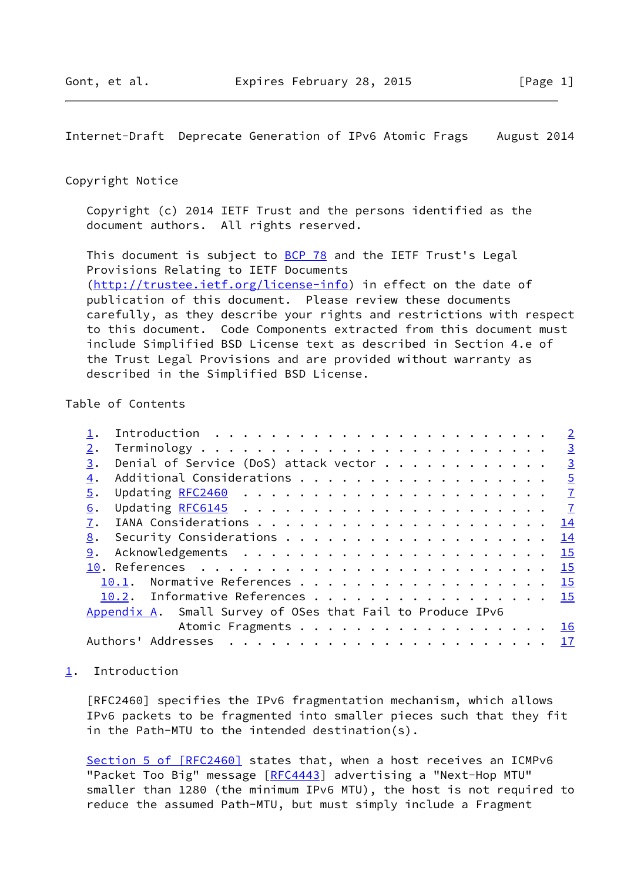Copyright Notice

Copyright (c) 2014 IETF Trust and the persons identified as the document authors. All rights reserved.

This document is subject to BCP 78 and the IETF Trust's Legal Provisions Relating to IETF Documents (http://trustee.ietf.org/license-info) in effect on the date of publication of this document. Please review these documents carefully, as they describe your rights and restrictions with respect to this document. Code Components extracted from this document must include Simplified BSD License text as described in Section 4.e of the Trust Legal Provisions and are provided without warranty as described in the Simplified BSD License.

Table of Contents

```
   1.  Introduction . . . . . . . . . . . . . . . . . . . . . . . .   2
   2.  Terminology  . . . . . . . . . . . . . . . . . . . . . . . .   3
   3.  Denial of Service (DoS) attack vector  . . . . . . . . . . .   3
   4.  Additional Considerations  . . . . . . . . . . . . . . . . .   5
   5.  Updating RFC2460 . . . . . . . . . . . . . . . . . . . . . .   7
   6.  Updating RFC6145 . . . . . . . . . . . . . . . . . . . . . .   7
   7.  IANA Considerations  . . . . . . . . . . . . . . . . . . . .  14
   8.  Security Considerations  . . . . . . . . . . . . . . . . . .  14
   9.  Acknowledgements . . . . . . . . . . . . . . . . . . . . . .  15
   10. References . . . . . . . . . . . . . . . . . . . . . . . . .  15
     10.1.  Normative References  . . . . . . . . . . . . . . . . .  15
     10.2.  Informative References  . . . . . . . . . . . . . . . .  15
   Appendix A.  Small Survey of OSes that Fail to Produce IPv6
                Atomic Fragments  . . . . . . . . . . . . . . . . .  16
   Authors' Addresses . . . . . . . . . . . . . . . . . . . . . . .  17
```

## 1. Introduction

[RFC2460] specifies the IPv6 fragmentation mechanism, which allows IPv6 packets to be fragmented into smaller pieces such that they fit in the Path-MTU to the intended destination(s).

Section 5 of [RFC2460] states that, when a host receives an ICMPv6 "Packet Too Big" message [RFC4443] advertising a "Next-Hop MTU" smaller than 1280 (the minimum IPv6 MTU), the host is not required to reduce the assumed Path-MTU, but must simply include a Fragment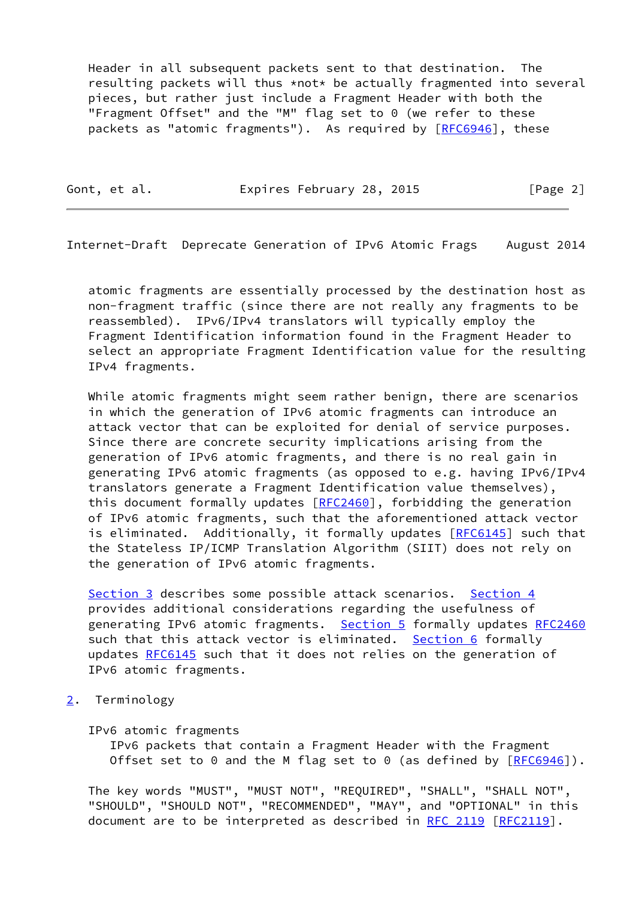Header in all subsequent packets sent to that destination. The resulting packets will thus *not* be actually fragmented into several pieces, but rather just include a Fragment Header with both the "Fragment Offset" and the "M" flag set to 0 (we refer to these packets as "atomic fragments"). As required by [RFC6946], these atomic fragments are essentially processed by the destination host as non-fragment traffic (since there are not really any fragments to be reassembled). IPv6/IPv4 translators will typically employ the Fragment Identification information found in the Fragment Header to select an appropriate Fragment Identification value for the resulting IPv4 fragments.

While atomic fragments might seem rather benign, there are scenarios in which the generation of IPv6 atomic fragments can introduce an attack vector that can be exploited for denial of service purposes. Since there are concrete security implications arising from the generation of IPv6 atomic fragments, and there is no real gain in generating IPv6 atomic fragments (as opposed to e.g. having IPv6/IPv4 translators generate a Fragment Identification value themselves), this document formally updates [RFC2460], forbidding the generation of IPv6 atomic fragments, such that the aforementioned attack vector is eliminated. Additionally, it formally updates [RFC6145] such that the Stateless IP/ICMP Translation Algorithm (SIIT) does not rely on the generation of IPv6 atomic fragments.

Section 3 describes some possible attack scenarios. Section 4 provides additional considerations regarding the usefulness of generating IPv6 atomic fragments. Section 5 formally updates RFC2460 such that this attack vector is eliminated. Section 6 formally updates RFC6145 such that it does not relies on the generation of IPv6 atomic fragments.

## 2. Terminology

IPv6 atomic fragments
: IPv6 packets that contain a Fragment Header with the Fragment Offset set to 0 and the M flag set to 0 (as defined by [RFC6946]).

The key words "MUST", "MUST NOT", "REQUIRED", "SHALL", "SHALL NOT", "SHOULD", "SHOULD NOT", "RECOMMENDED", "MAY", and "OPTIONAL" in this document are to be interpreted as described in RFC 2119 [RFC2119].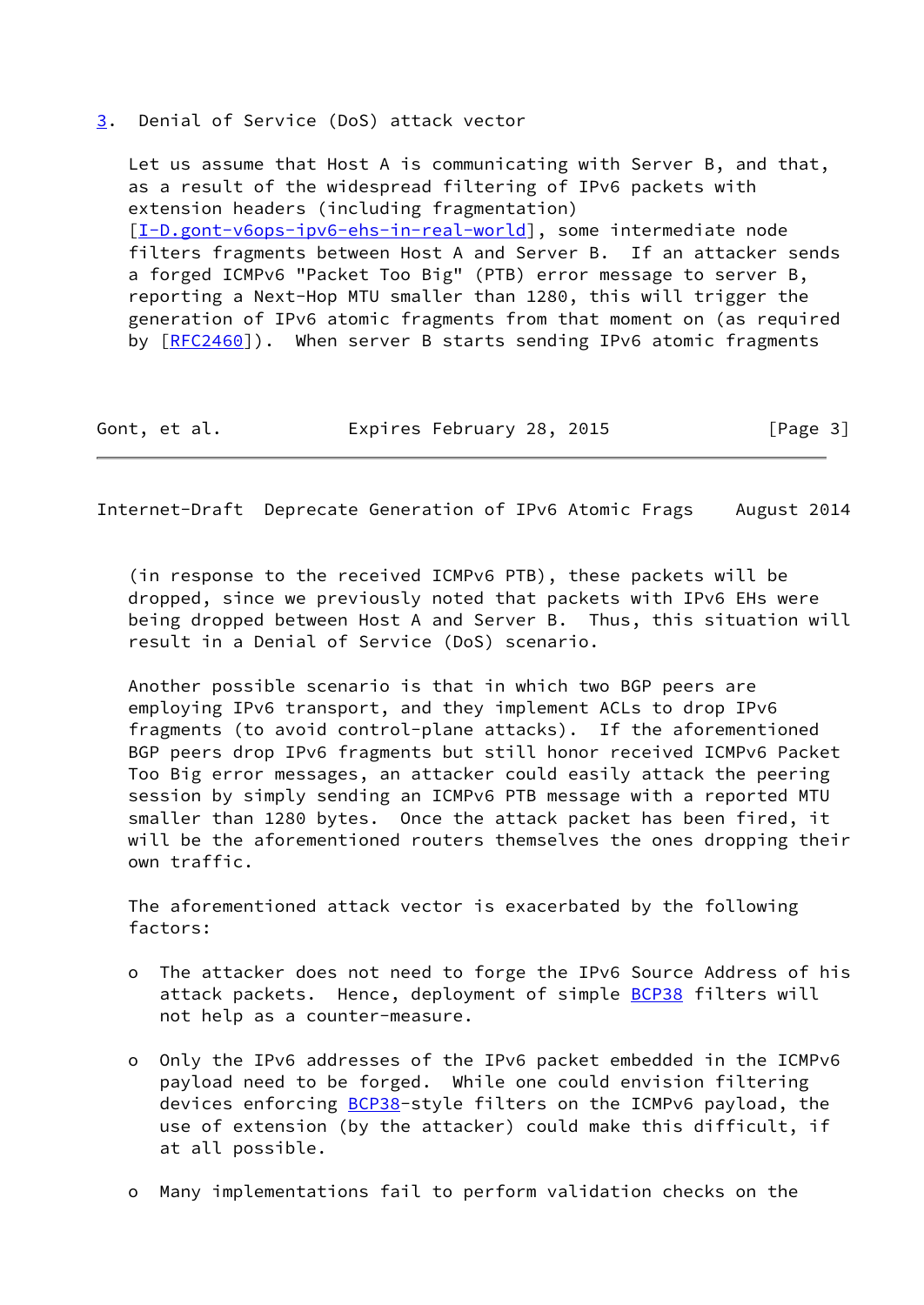## 3. Denial of Service (DoS) attack vector

Let us assume that Host A is communicating with Server B, and that, as a result of the widespread filtering of IPv6 packets with extension headers (including fragmentation) [I-D.gont-v6ops-ipv6-ehs-in-real-world], some intermediate node filters fragments between Host A and Server B. If an attacker sends a forged ICMPv6 "Packet Too Big" (PTB) error message to server B, reporting a Next-Hop MTU smaller than 1280, this will trigger the generation of IPv6 atomic fragments from that moment on (as required by [RFC2460]). When server B starts sending IPv6 atomic fragments (in response to the received ICMPv6 PTB), these packets will be dropped, since we previously noted that packets with IPv6 EHs were being dropped between Host A and Server B. Thus, this situation will result in a Denial of Service (DoS) scenario.

Another possible scenario is that in which two BGP peers are employing IPv6 transport, and they implement ACLs to drop IPv6 fragments (to avoid control-plane attacks). If the aforementioned BGP peers drop IPv6 fragments but still honor received ICMPv6 Packet Too Big error messages, an attacker could easily attack the peering session by simply sending an ICMPv6 PTB message with a reported MTU smaller than 1280 bytes. Once the attack packet has been fired, it will be the aforementioned routers themselves the ones dropping their own traffic.

The aforementioned attack vector is exacerbated by the following factors:

- The attacker does not need to forge the IPv6 Source Address of his attack packets. Hence, deployment of simple BCP38 filters will not help as a counter-measure.

- Only the IPv6 addresses of the IPv6 packet embedded in the ICMPv6 payload need to be forged. While one could envision filtering devices enforcing BCP38-style filters on the ICMPv6 payload, the use of extension (by the attacker) could make this difficult, if at all possible.

- Many implementations fail to perform validation checks on the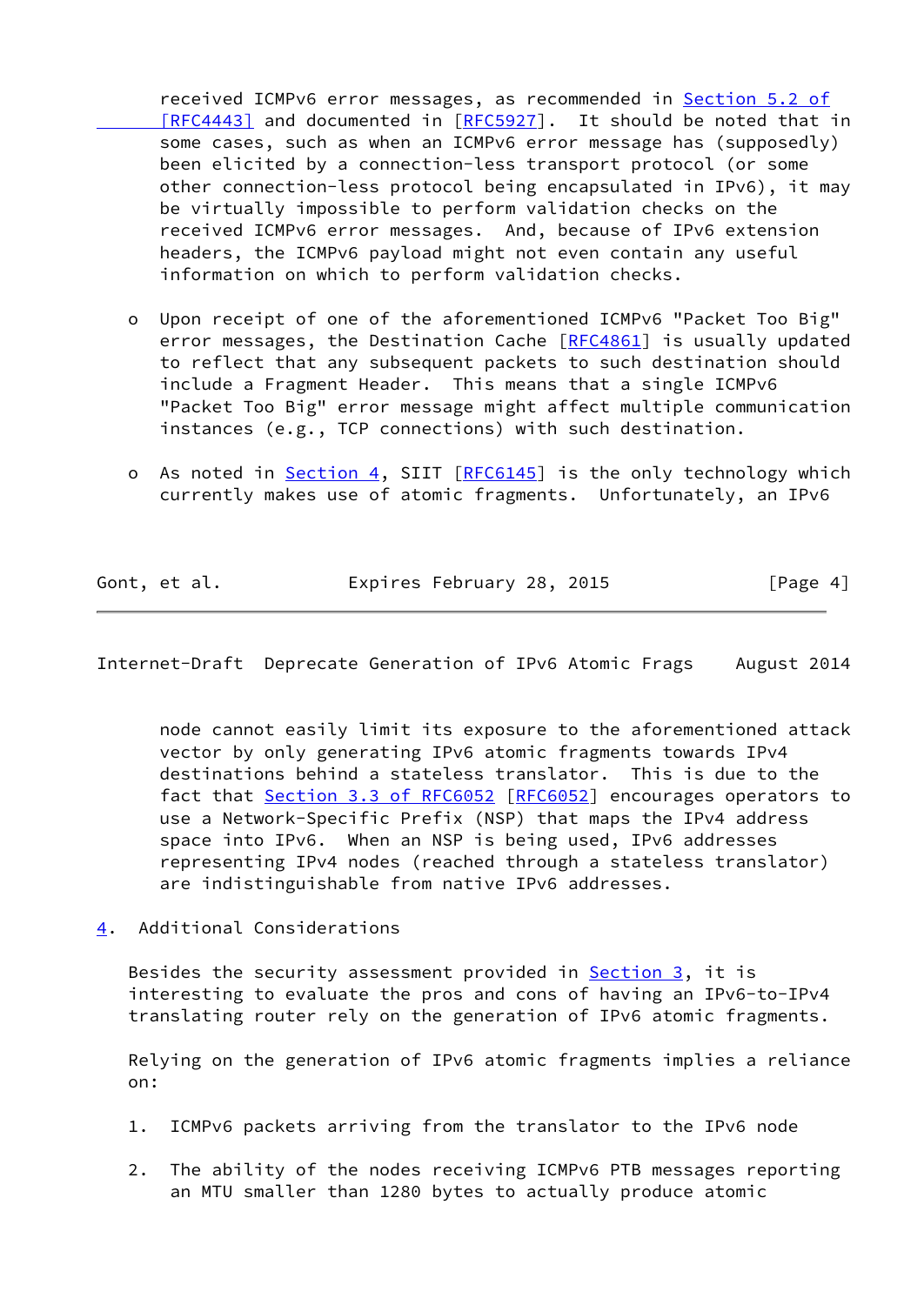received ICMPv6 error messages, as recommended in Section 5.2 of [RFC4443] and documented in [RFC5927]. It should be noted that in some cases, such as when an ICMPv6 error message has (supposedly) been elicited by a connection-less transport protocol (or some other connection-less protocol being encapsulated in IPv6), it may be virtually impossible to perform validation checks on the received ICMPv6 error messages. And, because of IPv6 extension headers, the ICMPv6 payload might not even contain any useful information on which to perform validation checks.

- Upon receipt of one of the aforementioned ICMPv6 "Packet Too Big" error messages, the Destination Cache [RFC4861] is usually updated to reflect that any subsequent packets to such destination should include a Fragment Header. This means that a single ICMPv6 "Packet Too Big" error message might affect multiple communication instances (e.g., TCP connections) with such destination.

- As noted in Section 4, SIIT [RFC6145] is the only technology which currently makes use of atomic fragments. Unfortunately, an IPv6 node cannot easily limit its exposure to the aforementioned attack vector by only generating IPv6 atomic fragments towards IPv4 destinations behind a stateless translator. This is due to the fact that Section 3.3 of RFC6052 [RFC6052] encourages operators to use a Network-Specific Prefix (NSP) that maps the IPv4 address space into IPv6. When an NSP is being used, IPv6 addresses representing IPv4 nodes (reached through a stateless translator) are indistinguishable from native IPv6 addresses.

## 4. Additional Considerations

Besides the security assessment provided in Section 3, it is interesting to evaluate the pros and cons of having an IPv6-to-IPv4 translating router rely on the generation of IPv6 atomic fragments.

Relying on the generation of IPv6 atomic fragments implies a reliance on:

1. ICMPv6 packets arriving from the translator to the IPv6 node

2. The ability of the nodes receiving ICMPv6 PTB messages reporting an MTU smaller than 1280 bytes to actually produce atomic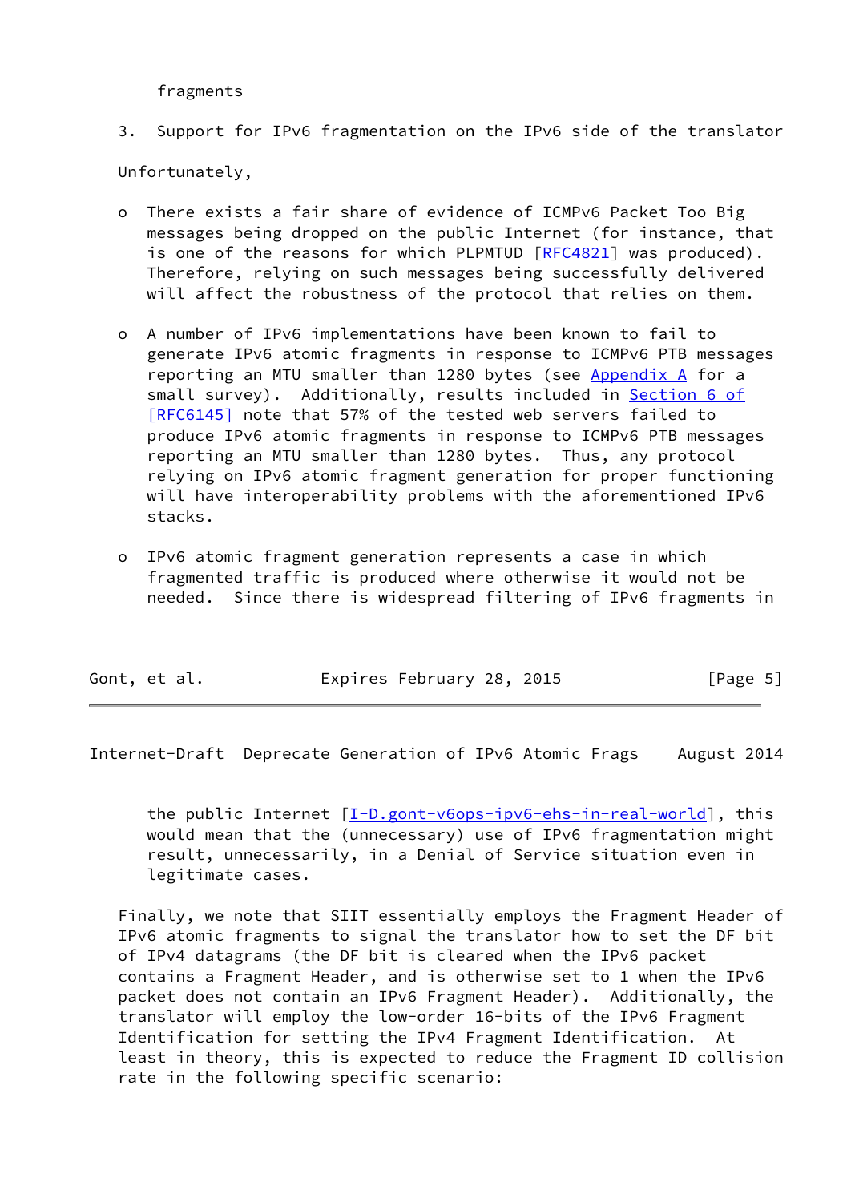fragments

3. Support for IPv6 fragmentation on the IPv6 side of the translator

Unfortunately,

- There exists a fair share of evidence of ICMPv6 Packet Too Big messages being dropped on the public Internet (for instance, that is one of the reasons for which PLPMTUD [RFC4821] was produced). Therefore, relying on such messages being successfully delivered will affect the robustness of the protocol that relies on them.

- A number of IPv6 implementations have been known to fail to generate IPv6 atomic fragments in response to ICMPv6 PTB messages reporting an MTU smaller than 1280 bytes (see Appendix A for a small survey). Additionally, results included in Section 6 of [RFC6145] note that 57% of the tested web servers failed to produce IPv6 atomic fragments in response to ICMPv6 PTB messages reporting an MTU smaller than 1280 bytes. Thus, any protocol relying on IPv6 atomic fragment generation for proper functioning will have interoperability problems with the aforementioned IPv6 stacks.

- IPv6 atomic fragment generation represents a case in which fragmented traffic is produced where otherwise it would not be needed. Since there is widespread filtering of IPv6 fragments in the public Internet [I-D.gont-v6ops-ipv6-ehs-in-real-world], this would mean that the (unnecessary) use of IPv6 fragmentation might result, unnecessarily, in a Denial of Service situation even in legitimate cases.

Finally, we note that SIIT essentially employs the Fragment Header of IPv6 atomic fragments to signal the translator how to set the DF bit of IPv4 datagrams (the DF bit is cleared when the IPv6 packet contains a Fragment Header, and is otherwise set to 1 when the IPv6 packet does not contain an IPv6 Fragment Header). Additionally, the translator will employ the low-order 16-bits of the IPv6 Fragment Identification for setting the IPv4 Fragment Identification. At least in theory, this is expected to reduce the Fragment ID collision rate in the following specific scenario: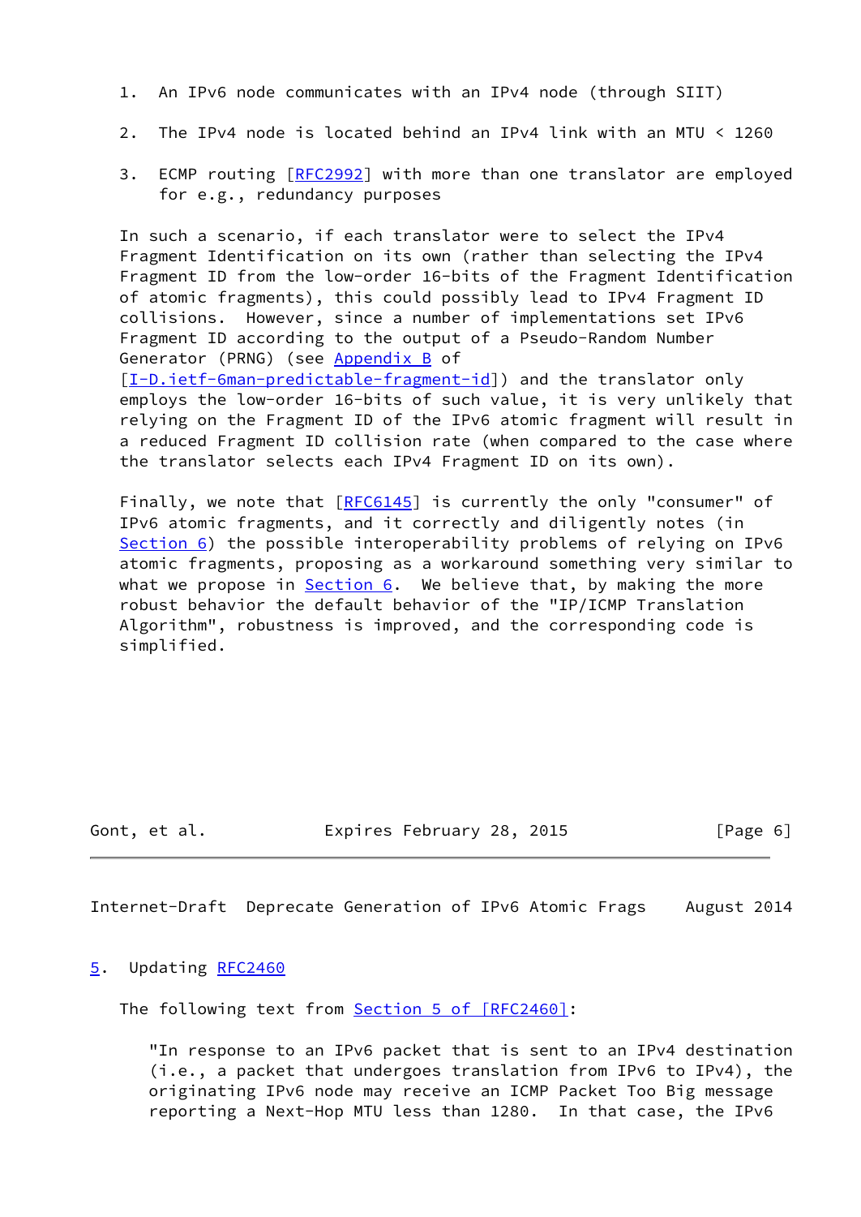1. An IPv6 node communicates with an IPv4 node (through SIIT)

2. The IPv4 node is located behind an IPv4 link with an MTU < 1260

3. ECMP routing [RFC2992] with more than one translator are employed for e.g., redundancy purposes

In such a scenario, if each translator were to select the IPv4 Fragment Identification on its own (rather than selecting the IPv4 Fragment ID from the low-order 16-bits of the Fragment Identification of atomic fragments), this could possibly lead to IPv4 Fragment ID collisions. However, since a number of implementations set IPv6 Fragment ID according to the output of a Pseudo-Random Number Generator (PRNG) (see Appendix B of [I-D.ietf-6man-predictable-fragment-id]) and the translator only employs the low-order 16-bits of such value, it is very unlikely that relying on the Fragment ID of the IPv6 atomic fragment will result in a reduced Fragment ID collision rate (when compared to the case where the translator selects each IPv4 Fragment ID on its own).

Finally, we note that [RFC6145] is currently the only "consumer" of IPv6 atomic fragments, and it correctly and diligently notes (in Section 6) the possible interoperability problems of relying on IPv6 atomic fragments, proposing as a workaround something very similar to what we propose in Section 6. We believe that, by making the more robust behavior the default behavior of the "IP/ICMP Translation Algorithm", robustness is improved, and the corresponding code is simplified.

## 5. Updating RFC2460

The following text from Section 5 of [RFC2460]:

> "In response to an IPv6 packet that is sent to an IPv4 destination (i.e., a packet that undergoes translation from IPv6 to IPv4), the originating IPv6 node may receive an ICMP Packet Too Big message reporting a Next-Hop MTU less than 1280. In that case, the IPv6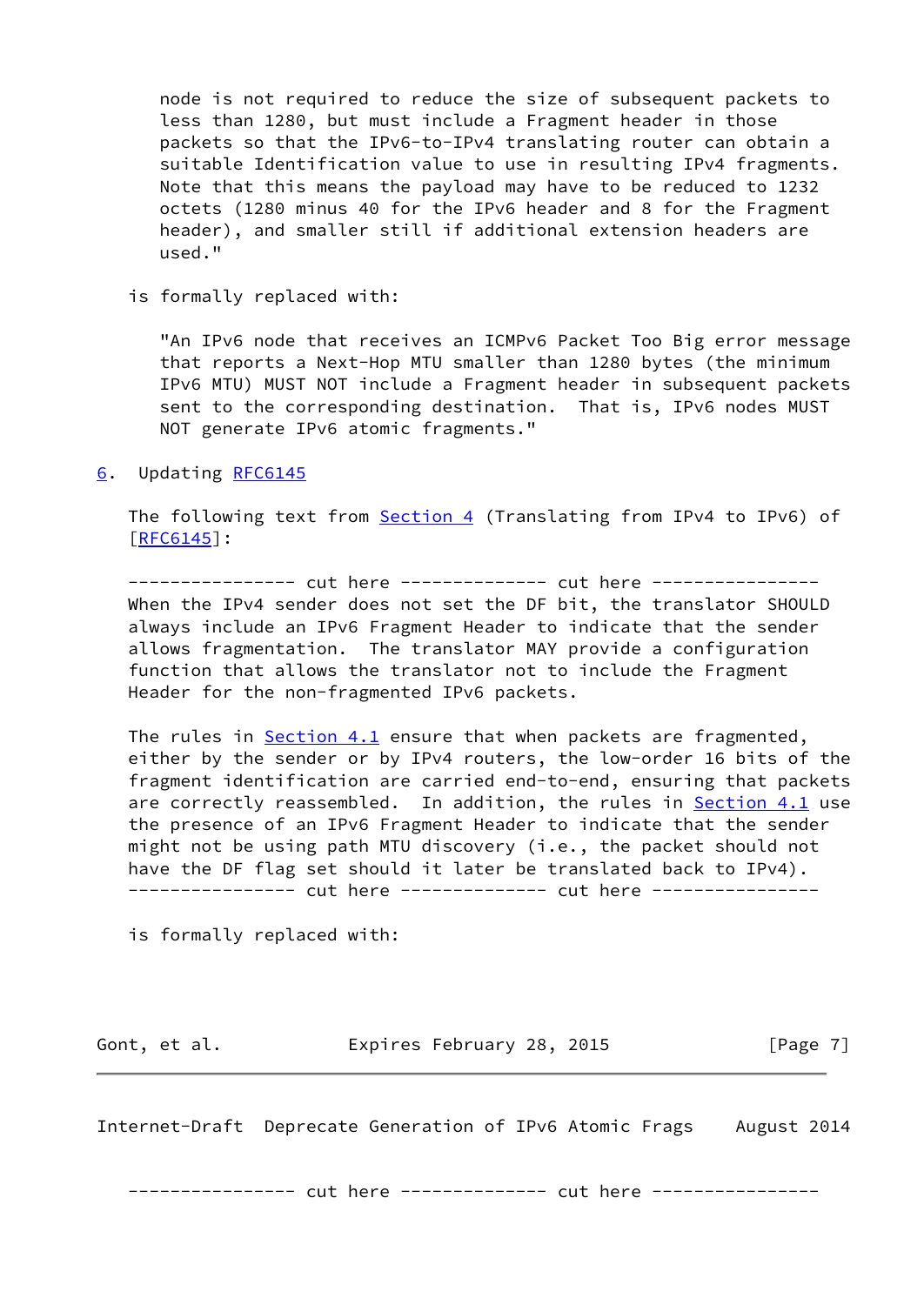node is not required to reduce the size of subsequent packets to less than 1280, but must include a Fragment header in those packets so that the IPv6-to-IPv4 translating router can obtain a suitable Identification value to use in resulting IPv4 fragments. Note that this means the payload may have to be reduced to 1232 octets (1280 minus 40 for the IPv6 header and 8 for the Fragment header), and smaller still if additional extension headers are used."

is formally replaced with:

"An IPv6 node that receives an ICMPv6 Packet Too Big error message that reports a Next-Hop MTU smaller than 1280 bytes (the minimum IPv6 MTU) MUST NOT include a Fragment header in subsequent packets sent to the corresponding destination. That is, IPv6 nodes MUST NOT generate IPv6 atomic fragments."

## 6. Updating RFC6145

The following text from Section 4 (Translating from IPv4 to IPv6) of [RFC6145]:

```
---------------- cut here -------------- cut here ----------------
When the IPv4 sender does not set the DF bit, the translator SHOULD
always include an IPv6 Fragment Header to indicate that the sender
allows fragmentation.  The translator MAY provide a configuration
function that allows the translator not to include the Fragment
Header for the non-fragmented IPv6 packets.

The rules in Section 4.1 ensure that when packets are fragmented,
either by the sender or by IPv4 routers, the low-order 16 bits of the
fragment identification are carried end-to-end, ensuring that packets
are correctly reassembled.  In addition, the rules in Section 4.1 use
the presence of an IPv6 Fragment Header to indicate that the sender
might not be using path MTU discovery (i.e., the packet should not
have the DF flag set should it later be translated back to IPv4).
---------------- cut here -------------- cut here ----------------
```

is formally replaced with:

```
---------------- cut here -------------- cut here ----------------
```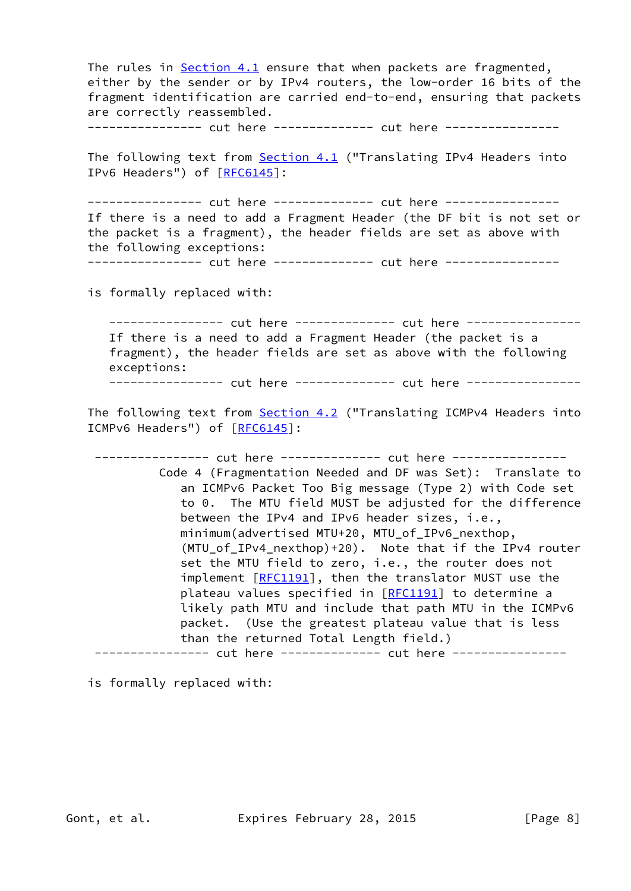The rules in Section 4.1 ensure that when packets are fragmented, either by the sender or by IPv4 routers, the low-order 16 bits of the fragment identification are carried end-to-end, ensuring that packets are correctly reassembled.

```
---------------- cut here -------------- cut here ----------------
```

The following text from Section 4.1 ("Translating IPv4 Headers into IPv6 Headers") of [RFC6145]:

```
---------------- cut here -------------- cut here ----------------
If there is a need to add a Fragment Header (the DF bit is not set or
the packet is a fragment), the header fields are set as above with
the following exceptions:
---------------- cut here -------------- cut here ----------------
```

is formally replaced with:

```
---------------- cut here -------------- cut here ----------------
If there is a need to add a Fragment Header (the packet is a
fragment), the header fields are set as above with the following
exceptions:
---------------- cut here -------------- cut here ----------------
```

The following text from Section 4.2 ("Translating ICMPv4 Headers into ICMPv6 Headers") of [RFC6145]:

```
---------------- cut here -------------- cut here ----------------
         Code 4 (Fragmentation Needed and DF was Set):  Translate to
            an ICMPv6 Packet Too Big message (Type 2) with Code set
            to 0.  The MTU field MUST be adjusted for the difference
            between the IPv4 and IPv6 header sizes, i.e.,
            minimum(advertised MTU+20, MTU_of_IPv6_nexthop,
            (MTU_of_IPv4_nexthop)+20).  Note that if the IPv4 router
            set the MTU field to zero, i.e., the router does not
            implement [RFC1191], then the translator MUST use the
            plateau values specified in [RFC1191] to determine a
            likely path MTU and include that path MTU in the ICMPv6
            packet.  (Use the greatest plateau value that is less
            than the returned Total Length field.)
---------------- cut here -------------- cut here ----------------
```

is formally replaced with: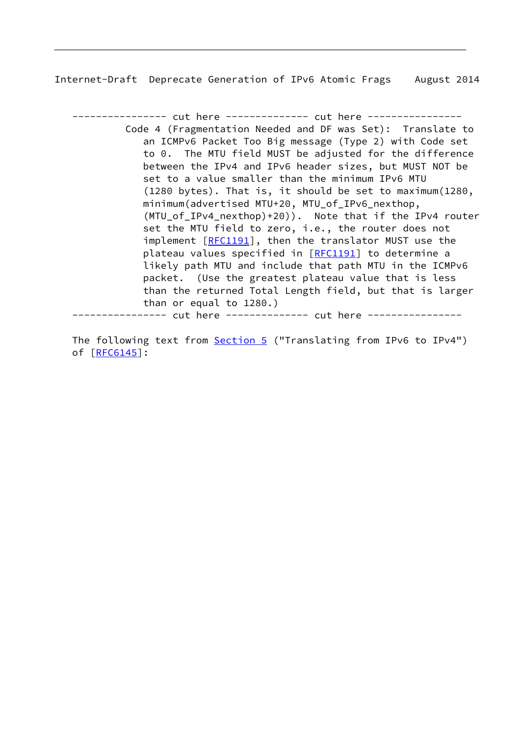```
---------------- cut here -------------- cut here ----------------
         Code 4 (Fragmentation Needed and DF was Set):  Translate to
            an ICMPv6 Packet Too Big message (Type 2) with Code set
            to 0.  The MTU field MUST be adjusted for the difference
            between the IPv4 and IPv6 header sizes, but MUST NOT be
            set to a value smaller than the minimum IPv6 MTU
            (1280 bytes). That is, it should be set to maximum(1280,
            minimum(advertised MTU+20, MTU_of_IPv6_nexthop,
            (MTU_of_IPv4_nexthop)+20)).  Note that if the IPv4 router
            set the MTU field to zero, i.e., the router does not
            implement [RFC1191], then the translator MUST use the
            plateau values specified in [RFC1191] to determine a
            likely path MTU and include that path MTU in the ICMPv6
            packet.  (Use the greatest plateau value that is less
            than the returned Total Length field, but that is larger
            than or equal to 1280.)
---------------- cut here -------------- cut here ----------------
```

The following text from Section 5 ("Translating from IPv6 to IPv4") of [RFC6145]: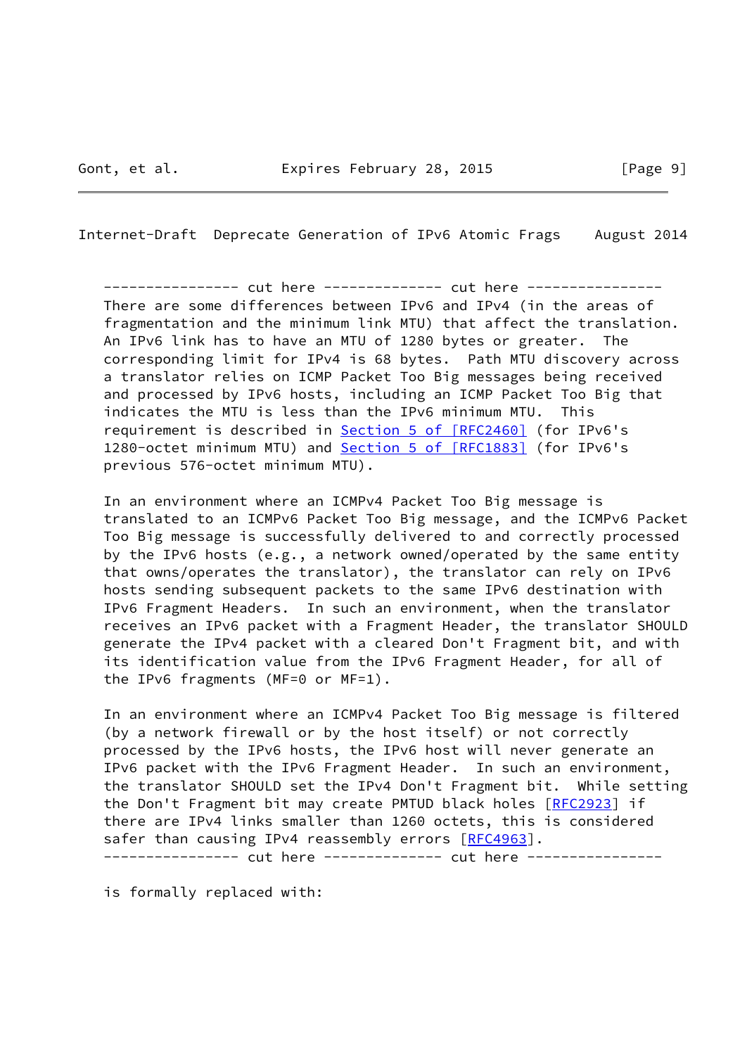---------------- cut here -------------- cut here ----------------

There are some differences between IPv6 and IPv4 (in the areas of fragmentation and the minimum link MTU) that affect the translation. An IPv6 link has to have an MTU of 1280 bytes or greater. The corresponding limit for IPv4 is 68 bytes. Path MTU discovery across a translator relies on ICMP Packet Too Big messages being received and processed by IPv6 hosts, including an ICMP Packet Too Big that indicates the MTU is less than the IPv6 minimum MTU. This requirement is described in Section 5 of [RFC2460] (for IPv6's 1280-octet minimum MTU) and Section 5 of [RFC1883] (for IPv6's previous 576-octet minimum MTU).

In an environment where an ICMPv4 Packet Too Big message is translated to an ICMPv6 Packet Too Big message, and the ICMPv6 Packet Too Big message is successfully delivered to and correctly processed by the IPv6 hosts (e.g., a network owned/operated by the same entity that owns/operates the translator), the translator can rely on IPv6 hosts sending subsequent packets to the same IPv6 destination with IPv6 Fragment Headers. In such an environment, when the translator receives an IPv6 packet with a Fragment Header, the translator SHOULD generate the IPv4 packet with a cleared Don't Fragment bit, and with its identification value from the IPv6 Fragment Header, for all of the IPv6 fragments (MF=0 or MF=1).

In an environment where an ICMPv4 Packet Too Big message is filtered (by a network firewall or by the host itself) or not correctly processed by the IPv6 hosts, the IPv6 host will never generate an IPv6 packet with the IPv6 Fragment Header. In such an environment, the translator SHOULD set the IPv4 Don't Fragment bit. While setting the Don't Fragment bit may create PMTUD black holes [RFC2923] if there are IPv4 links smaller than 1260 octets, this is considered safer than causing IPv4 reassembly errors [RFC4963].

---------------- cut here -------------- cut here ----------------

is formally replaced with: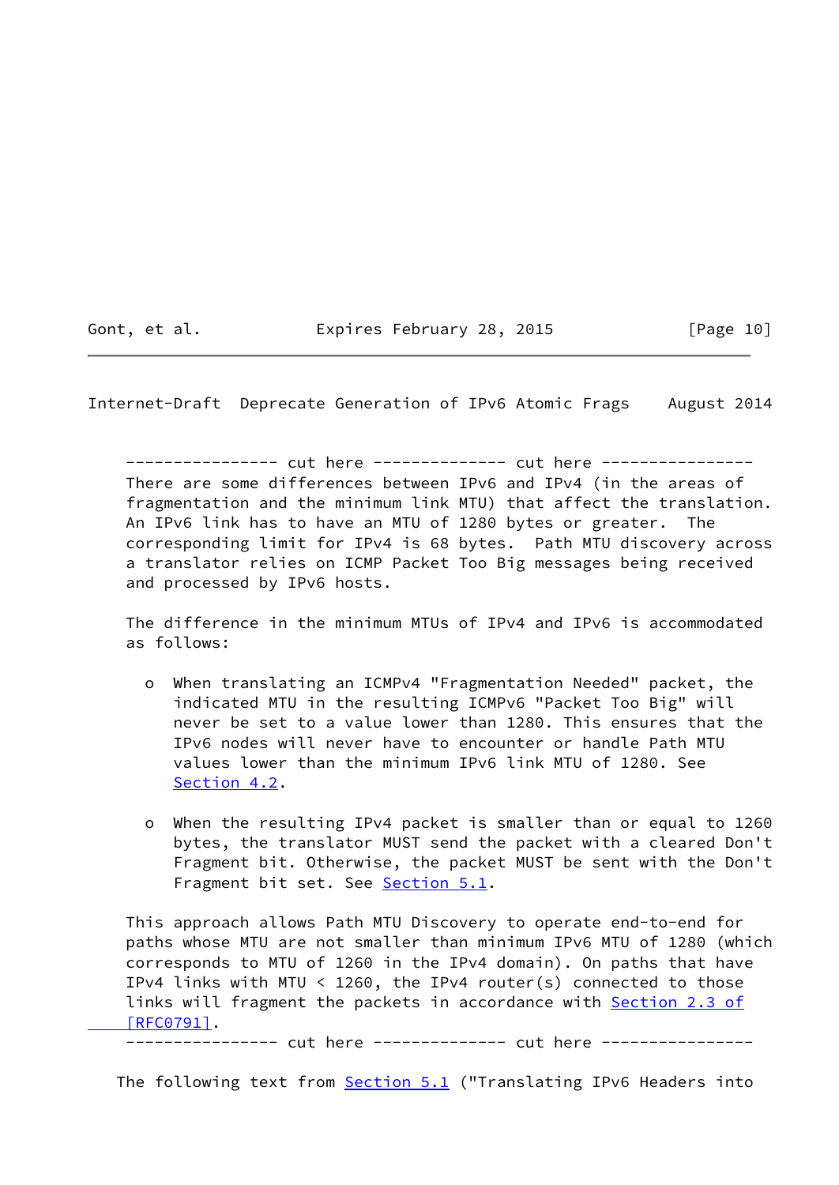---------------- cut here -------------- cut here ----------------

There are some differences between IPv6 and IPv4 (in the areas of fragmentation and the minimum link MTU) that affect the translation. An IPv6 link has to have an MTU of 1280 bytes or greater. The corresponding limit for IPv4 is 68 bytes. Path MTU discovery across a translator relies on ICMP Packet Too Big messages being received and processed by IPv6 hosts.

The difference in the minimum MTUs of IPv4 and IPv6 is accommodated as follows:

- When translating an ICMPv4 "Fragmentation Needed" packet, the indicated MTU in the resulting ICMPv6 "Packet Too Big" will never be set to a value lower than 1280. This ensures that the IPv6 nodes will never have to encounter or handle Path MTU values lower than the minimum IPv6 link MTU of 1280. See Section 4.2.

- When the resulting IPv4 packet is smaller than or equal to 1260 bytes, the translator MUST send the packet with a cleared Don't Fragment bit. Otherwise, the packet MUST be sent with the Don't Fragment bit set. See Section 5.1.

This approach allows Path MTU Discovery to operate end-to-end for paths whose MTU are not smaller than minimum IPv6 MTU of 1280 (which corresponds to MTU of 1260 in the IPv4 domain). On paths that have IPv4 links with MTU < 1260, the IPv4 router(s) connected to those links will fragment the packets in accordance with Section 2.3 of [RFC0791].

---------------- cut here -------------- cut here ----------------

The following text from Section 5.1 ("Translating IPv6 Headers into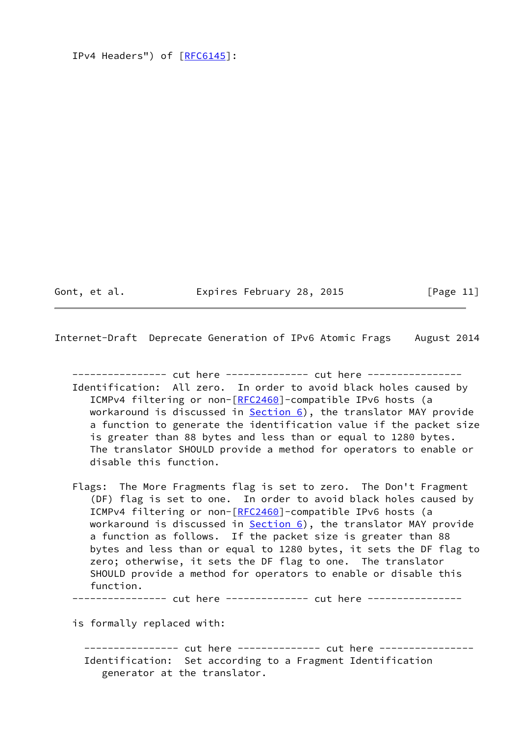IPv4 Headers") of [RFC6145]:

```
----------------- cut here -------------- cut here ----------------
Identification:  All zero.  In order to avoid black holes caused by
   ICMPv4 filtering or non-[RFC2460]-compatible IPv6 hosts (a
   workaround is discussed in Section 6), the translator MAY provide
   a function to generate the identification value if the packet size
   is greater than 88 bytes and less than or equal to 1280 bytes.
   The translator SHOULD provide a method for operators to enable or
   disable this function.

Flags:  The More Fragments flag is set to zero.  The Don't Fragment
   (DF) flag is set to one.  In order to avoid black holes caused by
   ICMPv4 filtering or non-[RFC2460]-compatible IPv6 hosts (a
   workaround is discussed in Section 6), the translator MAY provide
   a function as follows.  If the packet size is greater than 88
   bytes and less than or equal to 1280 bytes, it sets the DF flag to
   zero; otherwise, it sets the DF flag to one.  The translator
   SHOULD provide a method for operators to enable or disable this
   function.
----------------- cut here -------------- cut here ----------------
```

is formally replaced with:

```
----------------- cut here -------------- cut here ----------------
Identification:  Set according to a Fragment Identification
   generator at the translator.
```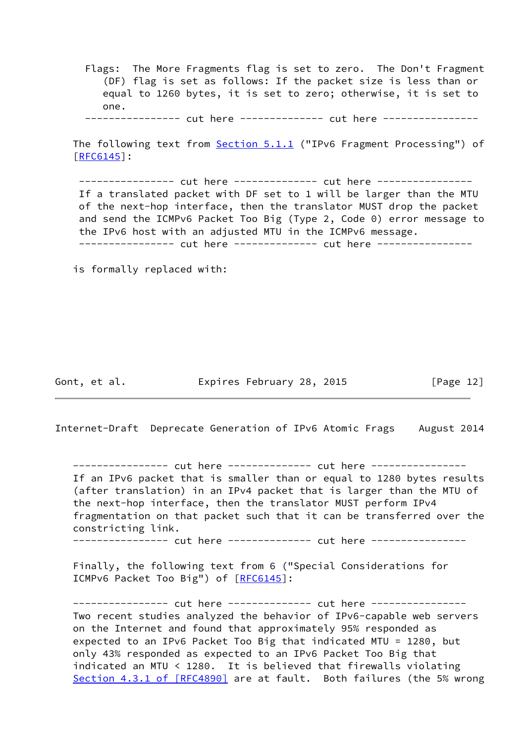Flags:  The More Fragments flag is set to zero.  The Don't Fragment (DF) flag is set as follows: If the packet size is less than or equal to 1260 bytes, it is set to zero; otherwise, it is set to one.

---------------- cut here -------------- cut here ----------------

The following text from Section 5.1.1 ("IPv6 Fragment Processing") of [RFC6145]:

---------------- cut here -------------- cut here ----------------

If a translated packet with DF set to 1 will be larger than the MTU of the next-hop interface, then the translator MUST drop the packet and send the ICMPv6 Packet Too Big (Type 2, Code 0) error message to the IPv6 host with an adjusted MTU in the ICMPv6 message.

---------------- cut here -------------- cut here ----------------

is formally replaced with:

---------------- cut here -------------- cut here ----------------

If an IPv6 packet that is smaller than or equal to 1280 bytes results (after translation) in an IPv4 packet that is larger than the MTU of the next-hop interface, then the translator MUST perform IPv4 fragmentation on that packet such that it can be transferred over the constricting link.

---------------- cut here -------------- cut here ----------------

Finally, the following text from 6 ("Special Considerations for ICMPv6 Packet Too Big") of [RFC6145]:

---------------- cut here -------------- cut here ----------------

Two recent studies analyzed the behavior of IPv6-capable web servers on the Internet and found that approximately 95% responded as expected to an IPv6 Packet Too Big that indicated MTU = 1280, but only 43% responded as expected to an IPv6 Packet Too Big that indicated an MTU < 1280.  It is believed that firewalls violating Section 4.3.1 of [RFC4890] are at fault.  Both failures (the 5% wrong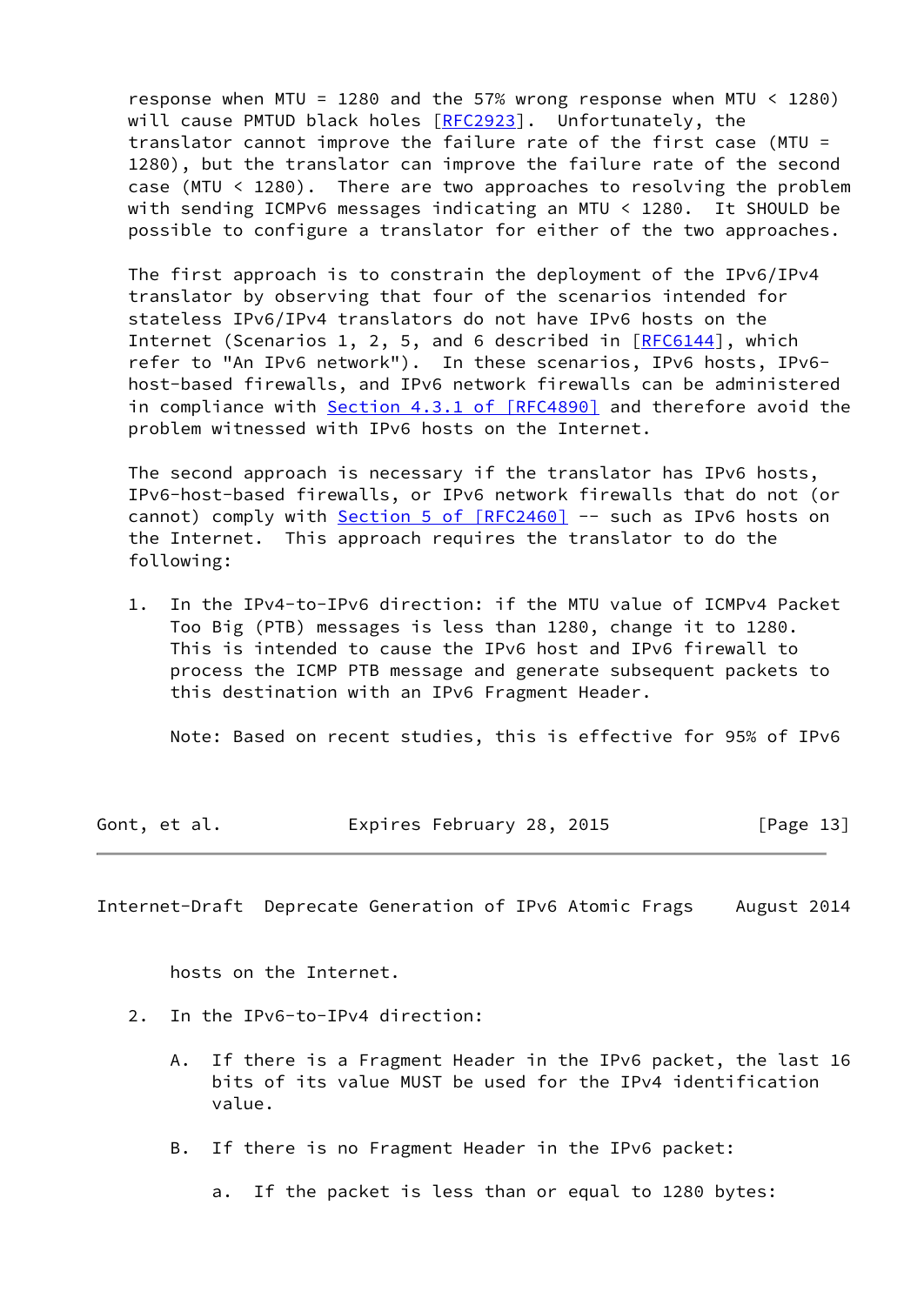response when MTU = 1280 and the 57% wrong response when MTU < 1280) will cause PMTUD black holes [RFC2923]. Unfortunately, the translator cannot improve the failure rate of the first case (MTU = 1280), but the translator can improve the failure rate of the second case (MTU < 1280). There are two approaches to resolving the problem with sending ICMPv6 messages indicating an MTU < 1280. It SHOULD be possible to configure a translator for either of the two approaches.

The first approach is to constrain the deployment of the IPv6/IPv4 translator by observing that four of the scenarios intended for stateless IPv6/IPv4 translators do not have IPv6 hosts on the Internet (Scenarios 1, 2, 5, and 6 described in [RFC6144], which refer to "An IPv6 network"). In these scenarios, IPv6 hosts, IPv6-host-based firewalls, and IPv6 network firewalls can be administered in compliance with Section 4.3.1 of [RFC4890] and therefore avoid the problem witnessed with IPv6 hosts on the Internet.

The second approach is necessary if the translator has IPv6 hosts, IPv6-host-based firewalls, or IPv6 network firewalls that do not (or cannot) comply with Section 5 of [RFC2460] -- such as IPv6 hosts on the Internet. This approach requires the translator to do the following:

1. In the IPv4-to-IPv6 direction: if the MTU value of ICMPv4 Packet Too Big (PTB) messages is less than 1280, change it to 1280. This is intended to cause the IPv6 host and IPv6 firewall to process the ICMP PTB message and generate subsequent packets to this destination with an IPv6 Fragment Header.

   Note: Based on recent studies, this is effective for 95% of IPv6 hosts on the Internet.

2. In the IPv6-to-IPv4 direction:

   A. If there is a Fragment Header in the IPv6 packet, the last 16 bits of its value MUST be used for the IPv4 identification value.

   B. If there is no Fragment Header in the IPv6 packet:

      a. If the packet is less than or equal to 1280 bytes: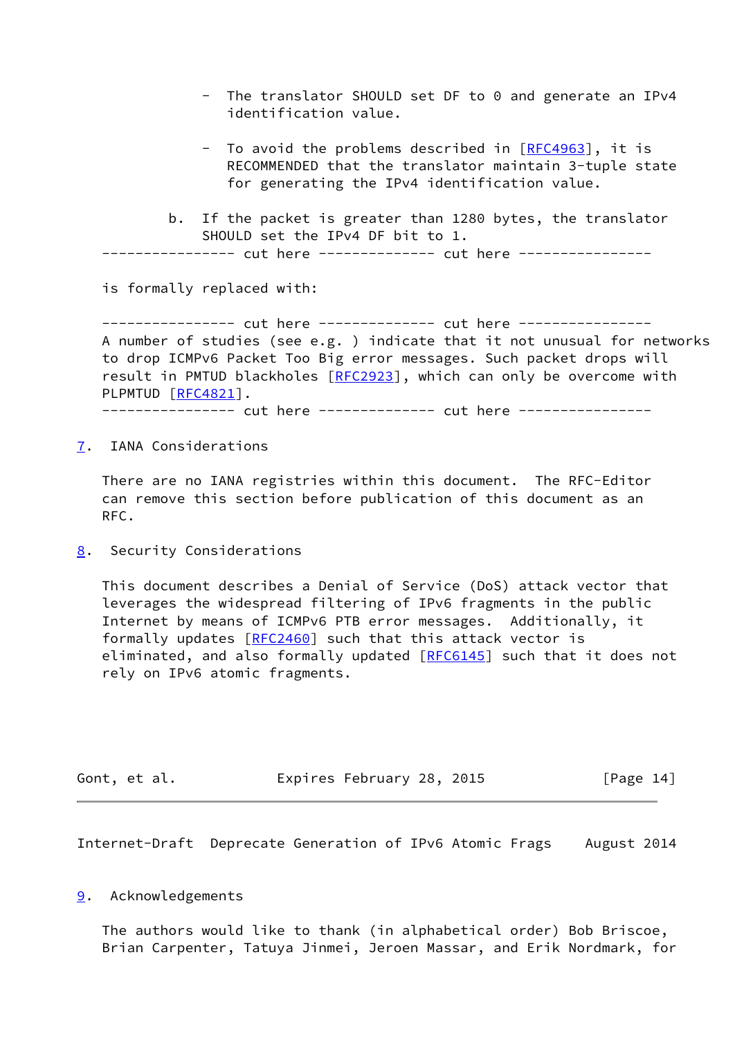- The translator SHOULD set DF to 0 and generate an IPv4 identification value.

- To avoid the problems described in [RFC4963], it is RECOMMENDED that the translator maintain 3-tuple state for generating the IPv4 identification value.

b. If the packet is greater than 1280 bytes, the translator SHOULD set the IPv4 DF bit to 1.

---------------- cut here -------------- cut here ----------------

is formally replaced with:

---------------- cut here -------------- cut here ----------------

A number of studies (see e.g. ) indicate that it not unusual for networks to drop ICMPv6 Packet Too Big error messages. Such packet drops will result in PMTUD blackholes [RFC2923], which can only be overcome with PLPMTUD [RFC4821].

---------------- cut here -------------- cut here ----------------

## 7. IANA Considerations

There are no IANA registries within this document. The RFC-Editor can remove this section before publication of this document as an RFC.

## 8. Security Considerations

This document describes a Denial of Service (DoS) attack vector that leverages the widespread filtering of IPv6 fragments in the public Internet by means of ICMPv6 PTB error messages. Additionally, it formally updates [RFC2460] such that this attack vector is eliminated, and also formally updated [RFC6145] such that it does not rely on IPv6 atomic fragments.

## 9. Acknowledgements

The authors would like to thank (in alphabetical order) Bob Briscoe, Brian Carpenter, Tatuya Jinmei, Jeroen Massar, and Erik Nordmark, for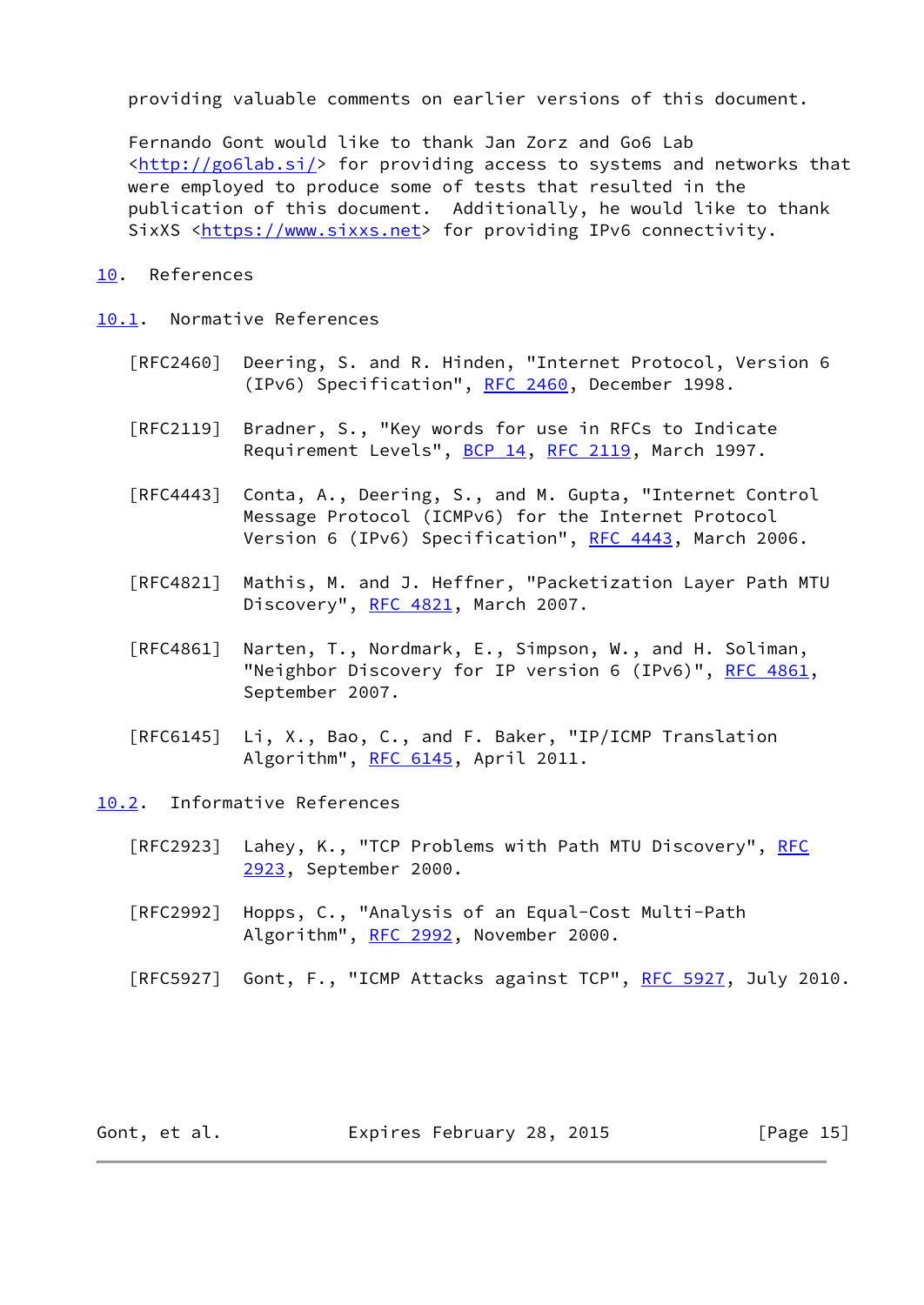providing valuable comments on earlier versions of this document.

Fernando Gont would like to thank Jan Zorz and Go6 Lab <http://go6lab.si/> for providing access to systems and networks that were employed to produce some of tests that resulted in the publication of this document. Additionally, he would like to thank SixXS <https://www.sixxs.net> for providing IPv6 connectivity.

## 10. References

### 10.1. Normative References

[RFC2460] Deering, S. and R. Hinden, "Internet Protocol, Version 6 (IPv6) Specification", RFC 2460, December 1998.

[RFC2119] Bradner, S., "Key words for use in RFCs to Indicate Requirement Levels", BCP 14, RFC 2119, March 1997.

[RFC4443] Conta, A., Deering, S., and M. Gupta, "Internet Control Message Protocol (ICMPv6) for the Internet Protocol Version 6 (IPv6) Specification", RFC 4443, March 2006.

[RFC4821] Mathis, M. and J. Heffner, "Packetization Layer Path MTU Discovery", RFC 4821, March 2007.

[RFC4861] Narten, T., Nordmark, E., Simpson, W., and H. Soliman, "Neighbor Discovery for IP version 6 (IPv6)", RFC 4861, September 2007.

[RFC6145] Li, X., Bao, C., and F. Baker, "IP/ICMP Translation Algorithm", RFC 6145, April 2011.

### 10.2. Informative References

[RFC2923] Lahey, K., "TCP Problems with Path MTU Discovery", RFC 2923, September 2000.

[RFC2992] Hopps, C., "Analysis of an Equal-Cost Multi-Path Algorithm", RFC 2992, November 2000.

[RFC5927] Gont, F., "ICMP Attacks against TCP", RFC 5927, July 2010.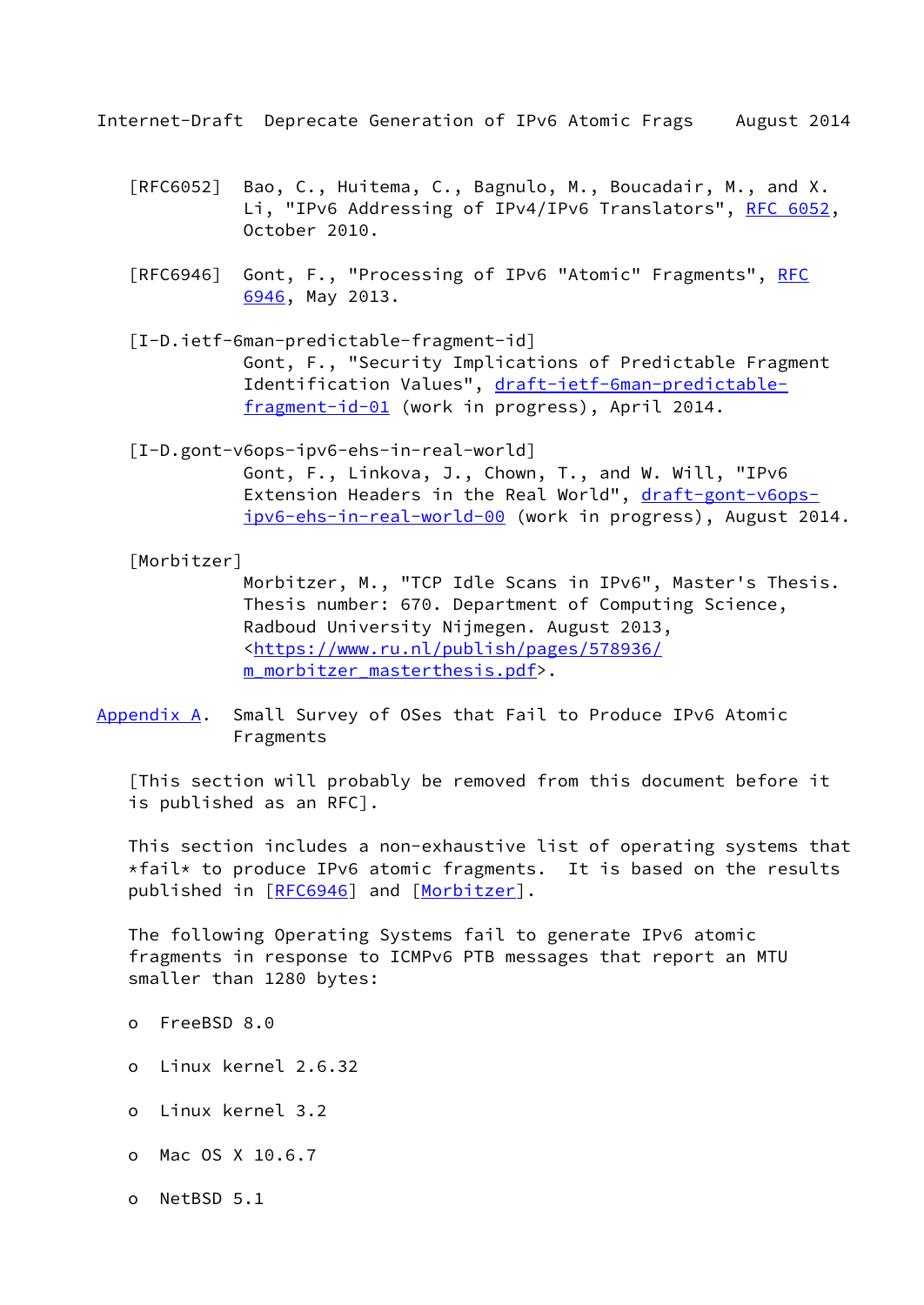[RFC6052] Bao, C., Huitema, C., Bagnulo, M., Boucadair, M., and X. Li, "IPv6 Addressing of IPv4/IPv6 Translators", RFC 6052, October 2010.

[RFC6946] Gont, F., "Processing of IPv6 "Atomic" Fragments", RFC 6946, May 2013.

[I-D.ietf-6man-predictable-fragment-id]
Gont, F., "Security Implications of Predictable Fragment Identification Values", draft-ietf-6man-predictable-fragment-id-01 (work in progress), April 2014.

[I-D.gont-v6ops-ipv6-ehs-in-real-world]
Gont, F., Linkova, J., Chown, T., and W. Will, "IPv6 Extension Headers in the Real World", draft-gont-v6ops-ipv6-ehs-in-real-world-00 (work in progress), August 2014.

[Morbitzer]
Morbitzer, M., "TCP Idle Scans in IPv6", Master's Thesis. Thesis number: 670. Department of Computing Science, Radboud University Nijmegen. August 2013, <https://www.ru.nl/publish/pages/578936/m_morbitzer_masterthesis.pdf>.

## Appendix A. Small Survey of OSes that Fail to Produce IPv6 Atomic Fragments

[This section will probably be removed from this document before it is published as an RFC].

This section includes a non-exhaustive list of operating systems that *fail* to produce IPv6 atomic fragments. It is based on the results published in [RFC6946] and [Morbitzer].

The following Operating Systems fail to generate IPv6 atomic fragments in response to ICMPv6 PTB messages that report an MTU smaller than 1280 bytes:

- FreeBSD 8.0
- Linux kernel 2.6.32
- Linux kernel 3.2
- Mac OS X 10.6.7
- NetBSD 5.1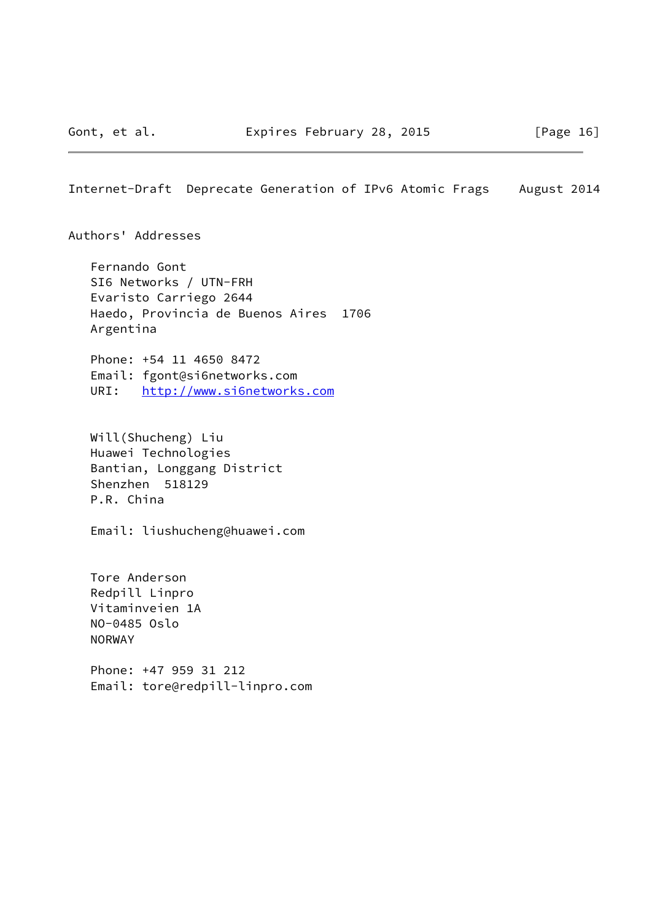## Authors' Addresses

Fernando Gont
SI6 Networks / UTN-FRH
Evaristo Carriego 2644
Haedo, Provincia de Buenos Aires  1706
Argentina

Phone: +54 11 4650 8472
Email: fgont@si6networks.com
URI:   http://www.si6networks.com

Will(Shucheng) Liu
Huawei Technologies
Bantian, Longgang District
Shenzhen  518129
P.R. China

Email: liushucheng@huawei.com

Tore Anderson
Redpill Linpro
Vitaminveien 1A
NO-0485 Oslo
NORWAY

Phone: +47 959 31 212
Email: tore@redpill-linpro.com